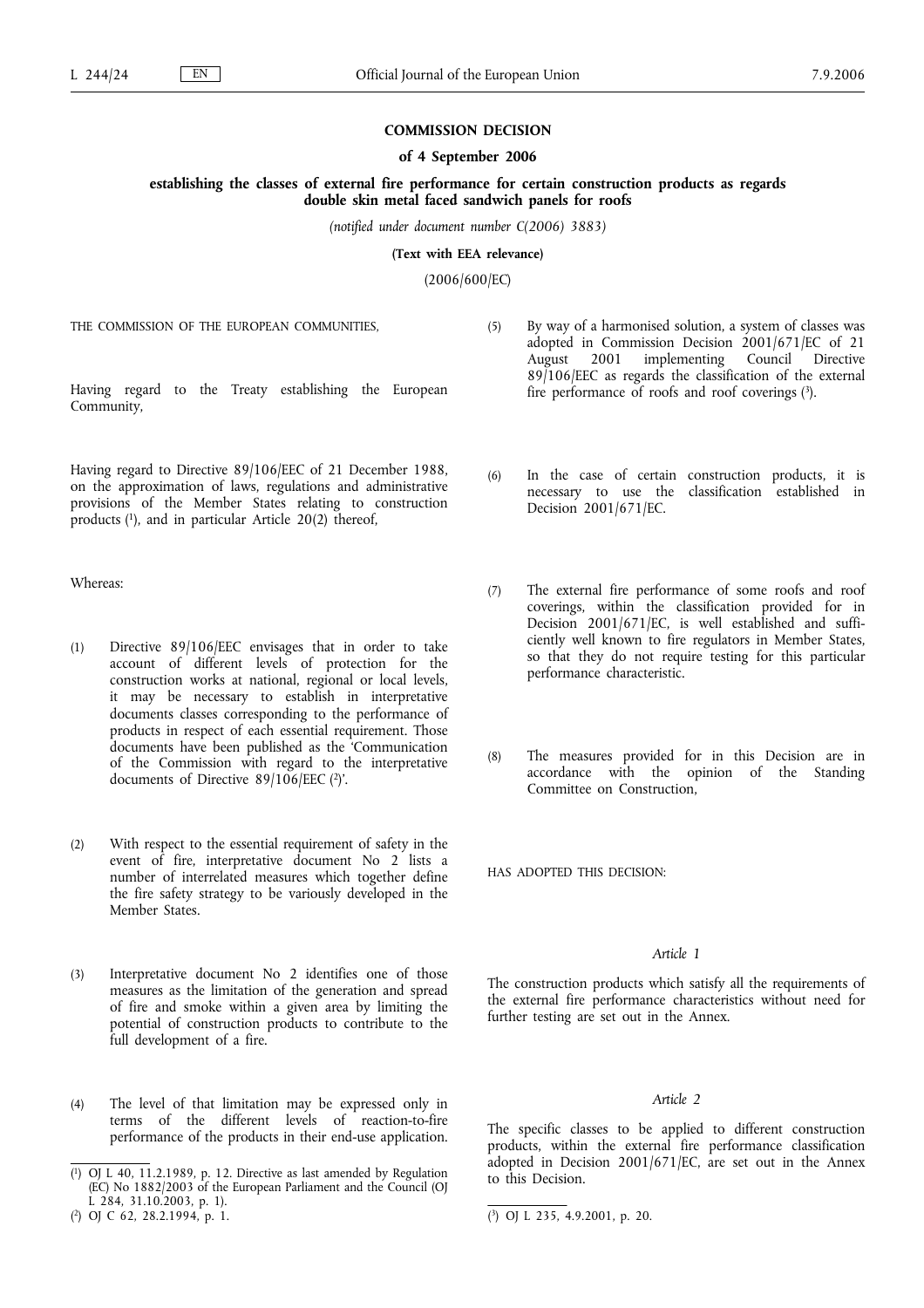# COMMISSION DECISION

## of 4 September 2006

## establishing the classes of external fire performance for certain construction products as regards double skin metal faced sandwich panels for roofs

*(notified under document number C(2006) 3883)*

**(Text with EEA relevance)**

(2006/600/EC)

THE COMMISSION OF THE EUROPEAN COMMUNITIES,

Having regard to the Treaty establishing the European Community,

Having regard to Directive 89/106/EEC of 21 December 1988, on the approximation of laws, regulations and administrative provisions of the Member States relating to construction products [1], and in particular Article 20(2) thereof,

Whereas:

(1) Directive 89/106/EEC envisages that in order to take account of different levels of protection for the construction works at national, regional or local levels, it may be necessary to establish in interpretative documents classes corresponding to the performance of products in respect of each essential requirement. Those documents have been published as the 'Communication of the Commission with regard to the interpretative documents of Directive 89/106/EEC [2]'.

(2) With respect to the essential requirement of safety in the event of fire, interpretative document No 2 lists a number of interrelated measures which together define the fire safety strategy to be variously developed in the Member States.

(3) Interpretative document No 2 identifies one of those measures as the limitation of the generation and spread of fire and smoke within a given area by limiting the potential of construction products to contribute to the full development of a fire.

(4) The level of that limitation may be expressed only in terms of the different levels of reaction-to-fire performance of the products in their end-use application.

(5) By way of a harmonised solution, a system of classes was adopted in Commission Decision 2001/671/EC of 21 August 2001 implementing Council Directive 89/106/EEC as regards the classification of the external fire performance of roofs and roof coverings [3].

(6) In the case of certain construction products, it is necessary to use the classification established in Decision 2001/671/EC.

(7) The external fire performance of some roofs and roof coverings, within the classification provided for in Decision 2001/671/EC, is well established and sufficiently well known to fire regulators in Member States, so that they do not require testing for this particular performance characteristic.

(8) The measures provided for in this Decision are in accordance with the opinion of the Standing Committee on Construction,

HAS ADOPTED THIS DECISION:

*Article 1*

The construction products which satisfy all the requirements of the external fire performance characteristics without need for further testing are set out in the Annex.

*Article 2*

The specific classes to be applied to different construction products, within the external fire performance classification adopted in Decision 2001/671/EC, are set out in the Annex to this Decision.

---

[1] OJ L 40, 11.2.1989, p. 12. Directive as last amended by Regulation (EC) No 1882/2003 of the European Parliament and the Council (OJ L 284, 31.10.2003, p. 1).

[2] OJ C 62, 28.2.1994, p. 1.

[3] OJ L 235, 4.9.2001, p. 20.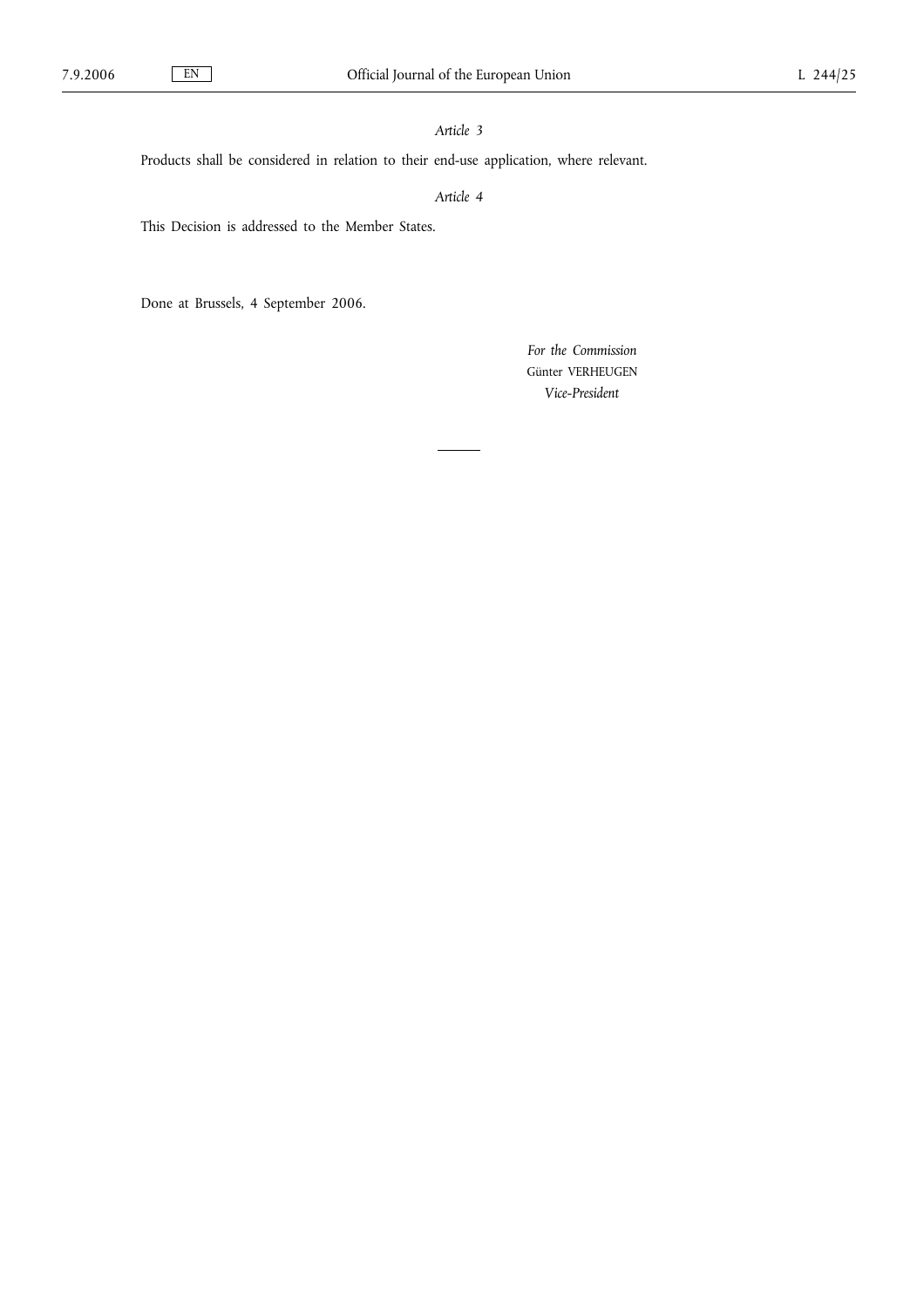*Article 3*

Products shall be considered in relation to their end-use application, where relevant.

*Article 4*

This Decision is addressed to the Member States.

Done at Brussels, 4 September 2006.

*For the Commission*
Günter VERHEUGEN
*Vice-President*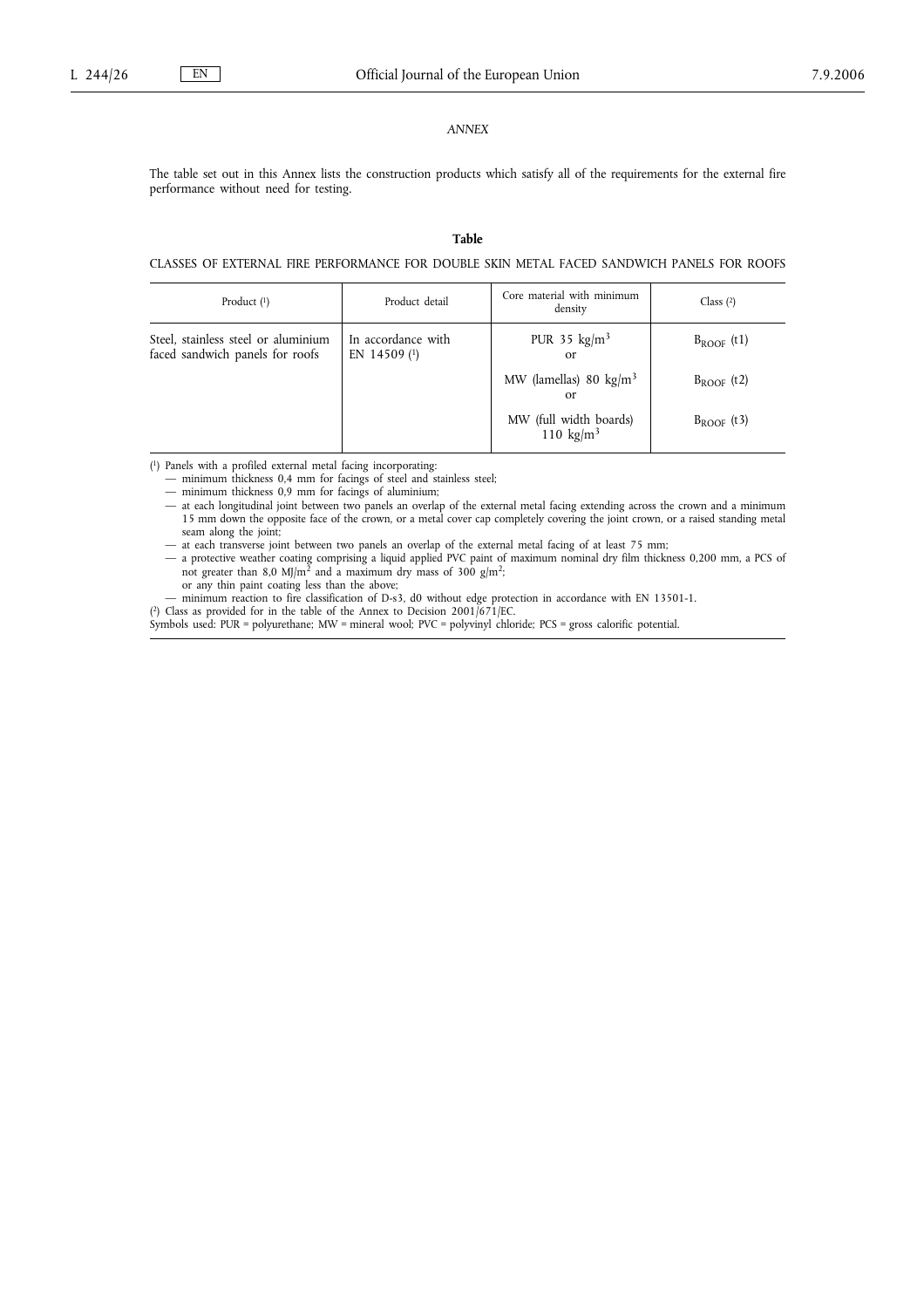*ANNEX*

The table set out in this Annex lists the construction products which satisfy all of the requirements for the external fire performance without need for testing.

**Table**

CLASSES OF EXTERNAL FIRE PERFORMANCE FOR DOUBLE SKIN METAL FACED SANDWICH PANELS FOR ROOFS

| Product (1) | Product detail | Core material with minimum density | Class (2) |
|---|---|---|---|
| Steel, stainless steel or aluminium faced sandwich panels for roofs | In accordance with EN 14509 (1) | PUR 35 $kg/m^3$ or | $B_{ROOF}$ (t1) |
| | | MW (lamellas) 80 $kg/m^3$ or | $B_{ROOF}$ (t2) |
| | | MW (full width boards) 110 $kg/m^3$ | $B_{ROOF}$ (t3) |

(1) Panels with a profiled external metal facing incorporating:

- minimum thickness 0,4 mm for facings of steel and stainless steel;
- minimum thickness 0,9 mm for facings of aluminium;
- at each longitudinal joint between two panels an overlap of the external metal facing extending across the crown and a minimum 15 mm down the opposite face of the crown, or a metal cover cap completely covering the joint crown, or a raised standing metal seam along the joint;
- at each transverse joint between two panels an overlap of the external metal facing of at least 75 mm;
- a protective weather coating comprising a liquid applied PVC paint of maximum nominal dry film thickness 0,200 mm, a PCS of not greater than 8,0 $MJ/m^2$ and a maximum dry mass of 300 $g/m^2$;

  or any thin paint coating less than the above;
- minimum reaction to fire classification of D-s3, d0 without edge protection in accordance with EN 13501-1.

(2) Class as provided for in the table of the Annex to Decision 2001/671/EC.

Symbols used: PUR = polyurethane; MW = mineral wool; PVC = polyvinyl chloride; PCS = gross calorific potential.